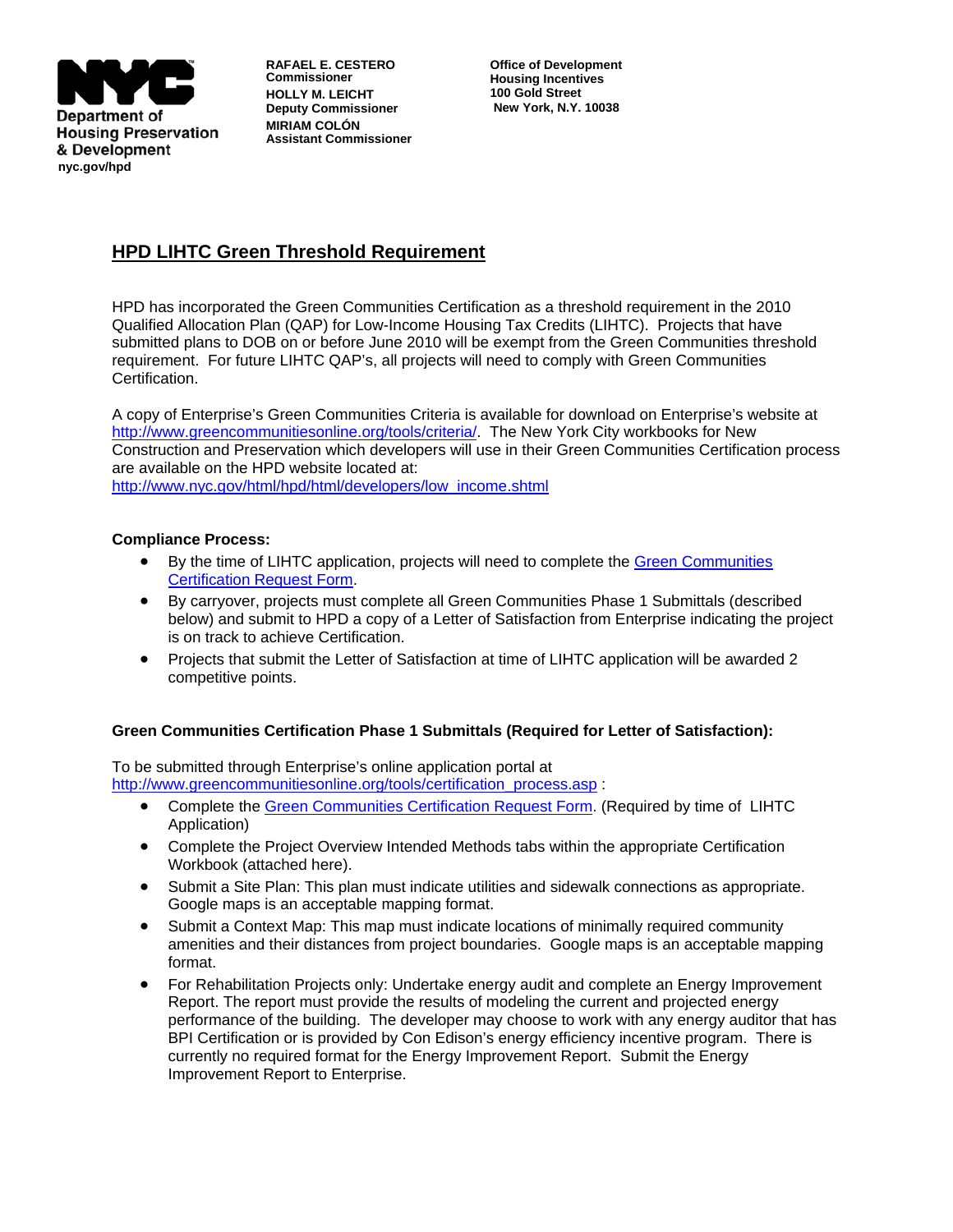Department of Housing Preservation & Development
nyc.gov/hpd

**RAFAEL E. CESTERO**
**Commissioner**
**HOLLY M. LEICHT**
**Deputy Commissioner**
**MIRIAM COLÓN**
**Assistant Commissioner**

**Office of Development**
**Housing Incentives**
**100 Gold Street**
**New York, N.Y. 10038**

# HPD LIHTC Green Threshold Requirement

HPD has incorporated the Green Communities Certification as a threshold requirement in the 2010 Qualified Allocation Plan (QAP) for Low-Income Housing Tax Credits (LIHTC). Projects that have submitted plans to DOB on or before June 2010 will be exempt from the Green Communities threshold requirement. For future LIHTC QAP's, all projects will need to comply with Green Communities Certification.

A copy of Enterprise's Green Communities Criteria is available for download on Enterprise's website at http://www.greencommunitiesonline.org/tools/criteria/. The New York City workbooks for New Construction and Preservation which developers will use in their Green Communities Certification process are available on the HPD website located at: http://www.nyc.gov/html/hpd/html/developers/low_income.shtml

**Compliance Process:**

- By the time of LIHTC application, projects will need to complete the Green Communities Certification Request Form.
- By carryover, projects must complete all Green Communities Phase 1 Submittals (described below) and submit to HPD a copy of a Letter of Satisfaction from Enterprise indicating the project is on track to achieve Certification.
- Projects that submit the Letter of Satisfaction at time of LIHTC application will be awarded 2 competitive points.

**Green Communities Certification Phase 1 Submittals (Required for Letter of Satisfaction):**

To be submitted through Enterprise's online application portal at http://www.greencommunitiesonline.org/tools/certification_process.asp :

- Complete the Green Communities Certification Request Form. (Required by time of LIHTC Application)
- Complete the Project Overview Intended Methods tabs within the appropriate Certification Workbook (attached here).
- Submit a Site Plan: This plan must indicate utilities and sidewalk connections as appropriate. Google maps is an acceptable mapping format.
- Submit a Context Map: This map must indicate locations of minimally required community amenities and their distances from project boundaries. Google maps is an acceptable mapping format.
- For Rehabilitation Projects only: Undertake energy audit and complete an Energy Improvement Report. The report must provide the results of modeling the current and projected energy performance of the building. The developer may choose to work with any energy auditor that has BPI Certification or is provided by Con Edison's energy efficiency incentive program. There is currently no required format for the Energy Improvement Report. Submit the Energy Improvement Report to Enterprise.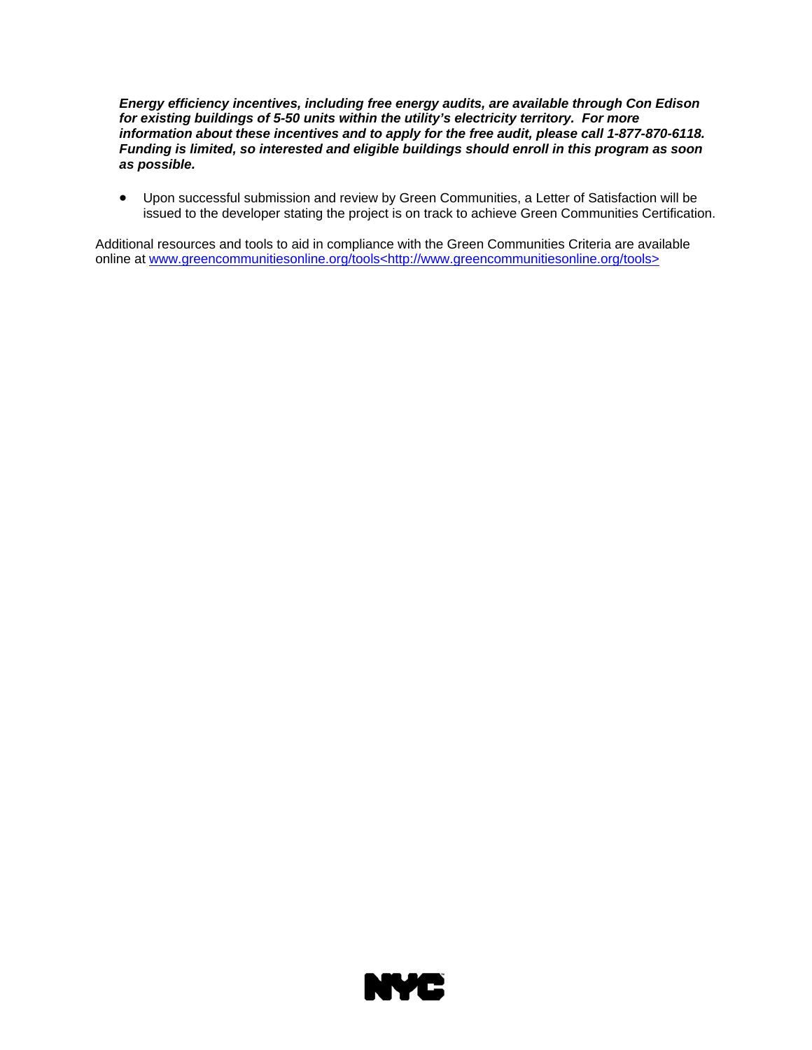***Energy efficiency incentives, including free energy audits, are available through Con Edison for existing buildings of 5-50 units within the utility's electricity territory. For more information about these incentives and to apply for the free audit, please call 1-877-870-6118. Funding is limited, so interested and eligible buildings should enroll in this program as soon as possible.***

- Upon successful submission and review by Green Communities, a Letter of Satisfaction will be issued to the developer stating the project is on track to achieve Green Communities Certification.

Additional resources and tools to aid in compliance with the Green Communities Criteria are available online at www.greencommunitiesonline.org/tools<http://www.greencommunitiesonline.org/tools>